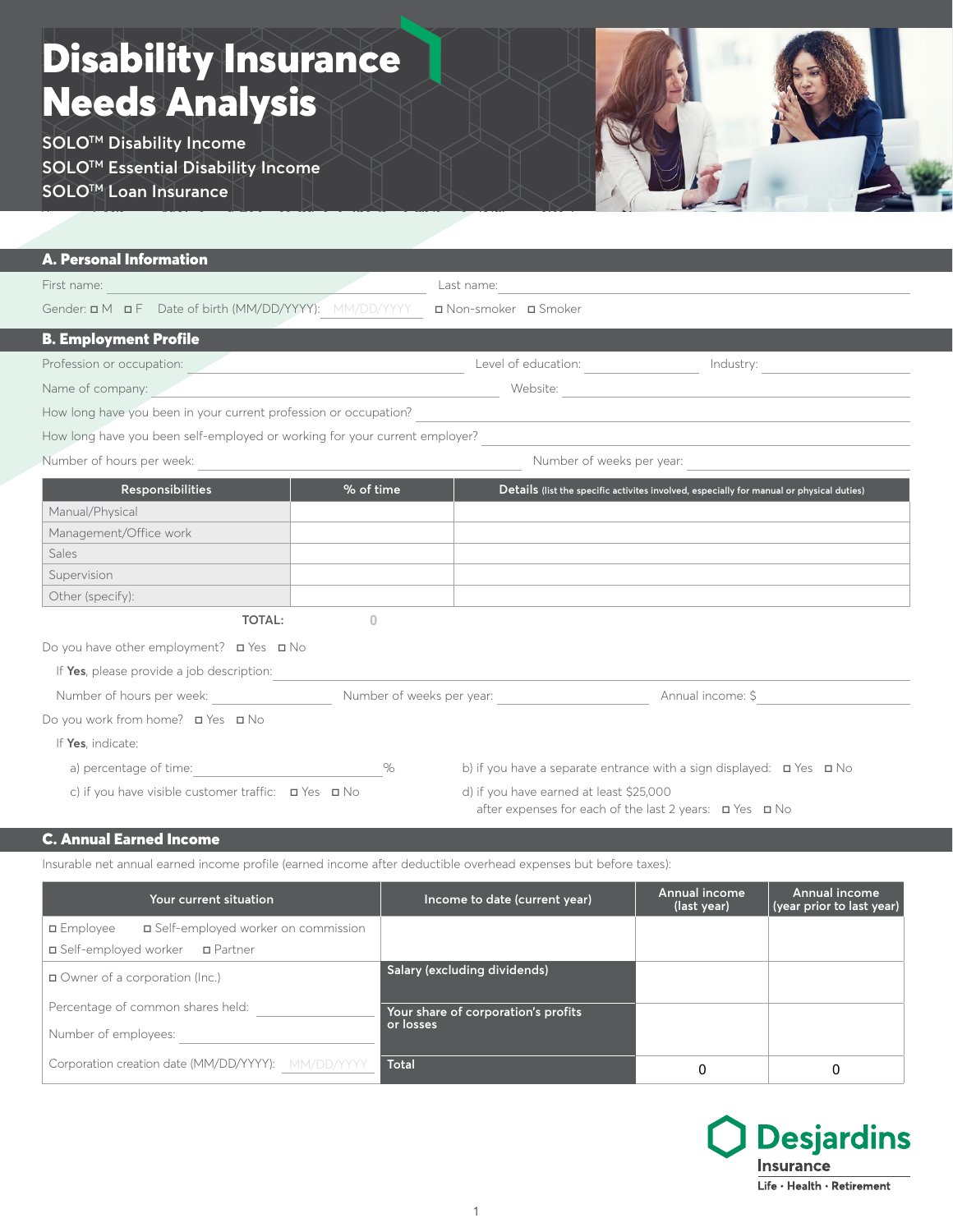# Disability Insurance Needs Analysis

SOLO™ Disability Income
SOLO™ Essential Disability Income
SOLO™ Loan Insurance

## A. Personal Information

First name: ____________________ Last name: ____________________

Gender: ☐ M ☐ F Date of birth (MM/DD/YYYY): MM/DD/YYYY ☐ Non-smoker ☐ Smoker

## B. Employment Profile

Profession or occupation: ____________________ Level of education: __________ Industry: __________

Name of company: ____________________ Website: ____________________

How long have you been in your current profession or occupation? ____________________

How long have you been self-employed or working for your current employer? ____________________

Number of hours per week: ____________________ Number of weeks per year: ____________________

| Responsibilities | % of time | Details (list the specific activites involved, especially for manual or physical duties) |
|---|---|---|
| Manual/Physical | | |
| Management/Office work | | |
| Sales | | |
| Supervision | | |
| Other (specify): | | |
| TOTAL: | 0 | |

Do you have other employment? ☐ Yes ☐ No

If **Yes**, please provide a job description: ____________________

Number of hours per week: __________ Number of weeks per year: __________ Annual income: $ __________

Do you work from home? ☐ Yes ☐ No

If **Yes**, indicate:

a) percentage of time: __________ %

b) if you have a separate entrance with a sign displayed: ☐ Yes ☐ No

c) if you have visible customer traffic: ☐ Yes ☐ No

d) if you have earned at least $25,000 after expenses for each of the last 2 years: ☐ Yes ☐ No

## C. Annual Earned Income

Insurable net annual earned income profile (earned income after deductible overhead expenses but before taxes):

| Your current situation | Income to date (current year) | Annual income (last year) | Annual income (year prior to last year) |
|---|---|---|---|
| ☐ Employee ☐ Self-employed worker on commission ☐ Self-employed worker ☐ Partner | | | |
| ☐ Owner of a corporation (Inc.) | Salary (excluding dividends) | | |
| Percentage of common shares held: __________ Number of employees: __________ | Your share of corporation's profits or losses | | |
| Corporation creation date (MM/DD/YYYY): MM/DD/YYYY | Total | 0 | 0 |

Desjardins Insurance
Life · Health · Retirement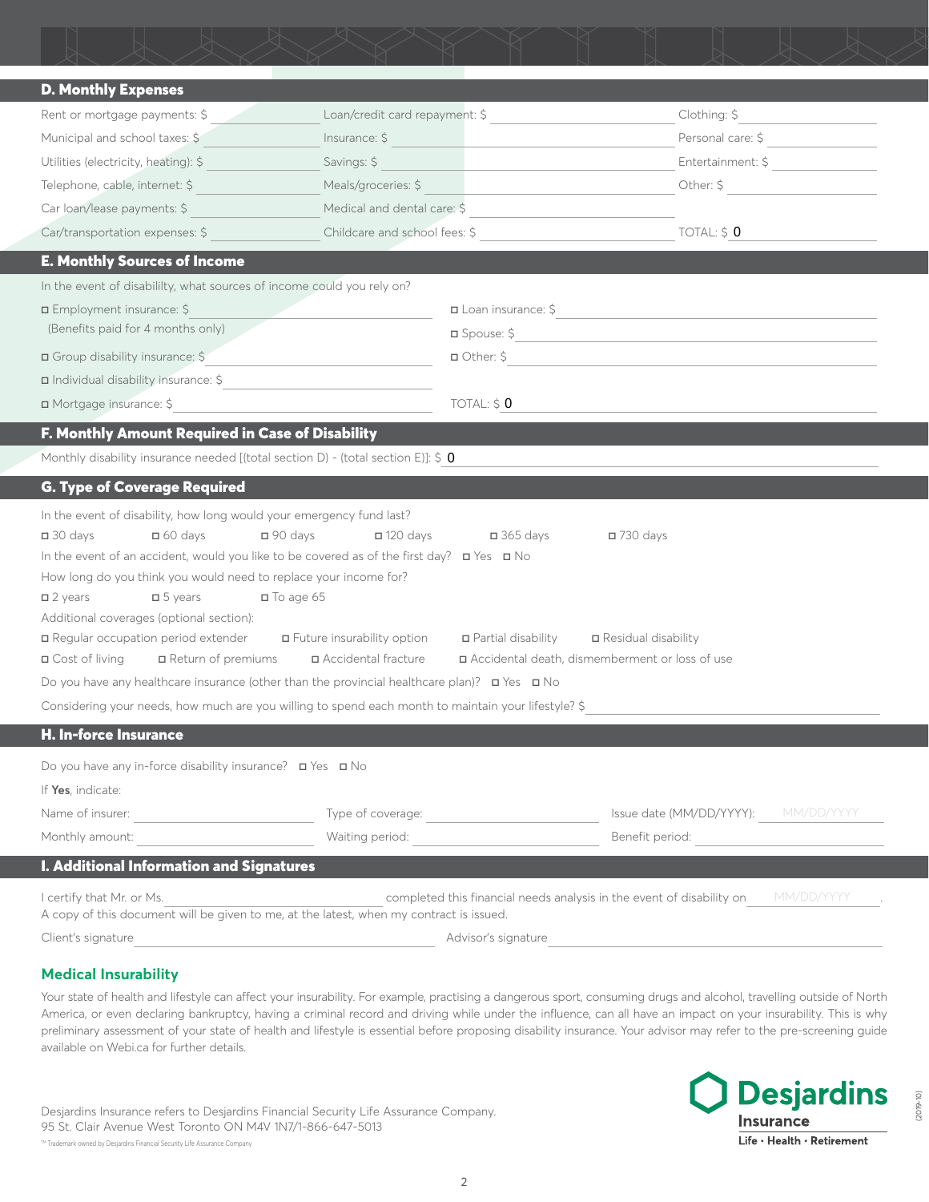## D. Monthly Expenses

Rent or mortgage payments: $ \_\_\_\_\_\_\_\_ Loan/credit card repayment: $ \_\_\_\_\_\_\_\_ Clothing: $ \_\_\_\_\_\_\_\_

Municipal and school taxes: $ \_\_\_\_\_\_\_\_ Insurance: $ \_\_\_\_\_\_\_\_ Personal care: $ \_\_\_\_\_\_\_\_

Utilities (electricity, heating): $ \_\_\_\_\_\_\_\_ Savings: $ \_\_\_\_\_\_\_\_ Entertainment: $ \_\_\_\_\_\_\_\_

Telephone, cable, internet: $ \_\_\_\_\_\_\_\_ Meals/groceries: $ \_\_\_\_\_\_\_\_ Other: $ \_\_\_\_\_\_\_\_

Car loan/lease payments: $ \_\_\_\_\_\_\_\_ Medical and dental care: $ \_\_\_\_\_\_\_\_

Car/transportation expenses: $ \_\_\_\_\_\_\_\_ Childcare and school fees: $ \_\_\_\_\_\_\_\_ TOTAL: $ 0

## E. Monthly Sources of Income

In the event of disabililty, what sources of income could you rely on?

- ☐ Employment insurance: $ \_\_\_\_\_\_\_\_
  (Benefits paid for 4 months only)
- ☐ Group disability insurance: $ \_\_\_\_\_\_\_\_
- ☐ Individual disability insurance: $ \_\_\_\_\_\_\_\_
- ☐ Mortgage insurance: $ \_\_\_\_\_\_\_\_
- ☐ Loan insurance: $ \_\_\_\_\_\_\_\_
- ☐ Spouse: $ \_\_\_\_\_\_\_\_
- ☐ Other: $ \_\_\_\_\_\_\_\_

TOTAL: $ 0

## F. Monthly Amount Required in Case of Disability

Monthly disability insurance needed [(total section D) - (total section E)]: $ 0

## G. Type of Coverage Required

In the event of disability, how long would your emergency fund last?

☐ 30 days ☐ 60 days ☐ 90 days ☐ 120 days ☐ 365 days ☐ 730 days

In the event of an accident, would you like to be covered as of the first day? ☐ Yes ☐ No

How long do you think you would need to replace your income for?

☐ 2 years ☐ 5 years ☐ To age 65

Additional coverages (optional section):

☐ Regular occupation period extender ☐ Future insurability option ☐ Partial disability ☐ Residual disability

☐ Cost of living ☐ Return of premiums ☐ Accidental fracture ☐ Accidental death, dismemberment or loss of use

Do you have any healthcare insurance (other than the provincial healthcare plan)? ☐ Yes ☐ No

Considering your needs, how much are you willing to spend each month to maintain your lifestyle? $ \_\_\_\_\_\_\_\_

## H. In-force Insurance

Do you have any in-force disability insurance? ☐ Yes ☐ No

If **Yes**, indicate:

Name of insurer: \_\_\_\_\_\_\_\_ Type of coverage: \_\_\_\_\_\_\_\_ Issue date (MM/DD/YYYY): MM/DD/YYYY

Monthly amount: \_\_\_\_\_\_\_\_ Waiting period: \_\_\_\_\_\_\_\_ Benefit period: \_\_\_\_\_\_\_\_

## I. Additional Information and Signatures

I certify that Mr. or Ms. \_\_\_\_\_\_\_\_ completed this financial needs analysis in the event of disability on MM/DD/YYYY.
A copy of this document will be given to me, at the latest, when my contract is issued.

Client's signature \_\_\_\_\_\_\_\_ Advisor's signature \_\_\_\_\_\_\_\_

## Medical Insurability

Your state of health and lifestyle can affect your insurability. For example, practising a dangerous sport, consuming drugs and alcohol, travelling outside of North America, or even declaring bankruptcy, having a criminal record and driving while under the influence, can all have an impact on your insurability. This is why preliminary assessment of your state of health and lifestyle is essential before proposing disability insurance. Your advisor may refer to the pre-screening guide available on Webi.ca for further details.

Desjardins Insurance refers to Desjardins Financial Security Life Assurance Company.
95 St. Clair Avenue West Toronto ON M4V 1N7/1-866-647-5013

™ Trademark owned by Desjardins Financial Security Life Assurance Company

Desjardins Insurance
Life • Health • Retirement

(2019-10)